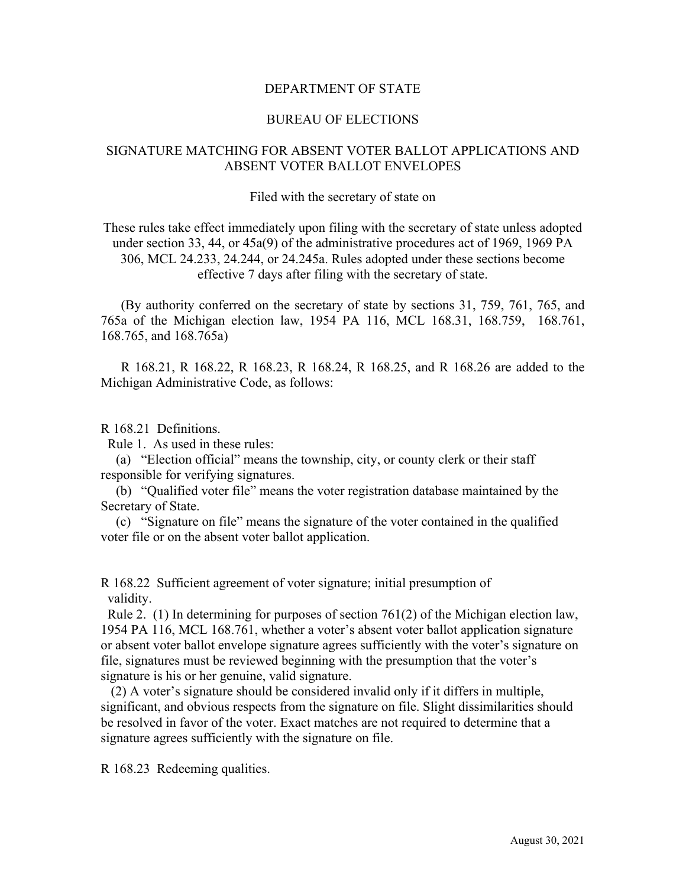DEPARTMENT OF STATE

BUREAU OF ELECTIONS

SIGNATURE MATCHING FOR ABSENT VOTER BALLOT APPLICATIONS AND ABSENT VOTER BALLOT ENVELOPES

Filed with the secretary of state on

These rules take effect immediately upon filing with the secretary of state unless adopted under section 33, 44, or 45a(9) of the administrative procedures act of 1969, 1969 PA 306, MCL 24.233, 24.244, or 24.245a. Rules adopted under these sections become effective 7 days after filing with the secretary of state.

(By authority conferred on the secretary of state by sections 31, 759, 761, 765, and 765a of the Michigan election law, 1954 PA 116, MCL 168.31, 168.759, 168.761, 168.765, and 168.765a)

R 168.21, R 168.22, R 168.23, R 168.24, R 168.25, and R 168.26 are added to the Michigan Administrative Code, as follows:

R 168.21 Definitions.

Rule 1. As used in these rules:

(a) "Election official" means the township, city, or county clerk or their staff responsible for verifying signatures.

(b) "Qualified voter file" means the voter registration database maintained by the Secretary of State.

(c) "Signature on file" means the signature of the voter contained in the qualified voter file or on the absent voter ballot application.

R 168.22 Sufficient agreement of voter signature; initial presumption of validity.

Rule 2. (1) In determining for purposes of section 761(2) of the Michigan election law, 1954 PA 116, MCL 168.761, whether a voter's absent voter ballot application signature or absent voter ballot envelope signature agrees sufficiently with the voter's signature on file, signatures must be reviewed beginning with the presumption that the voter's signature is his or her genuine, valid signature.

(2) A voter's signature should be considered invalid only if it differs in multiple, significant, and obvious respects from the signature on file. Slight dissimilarities should be resolved in favor of the voter. Exact matches are not required to determine that a signature agrees sufficiently with the signature on file.

R 168.23 Redeeming qualities.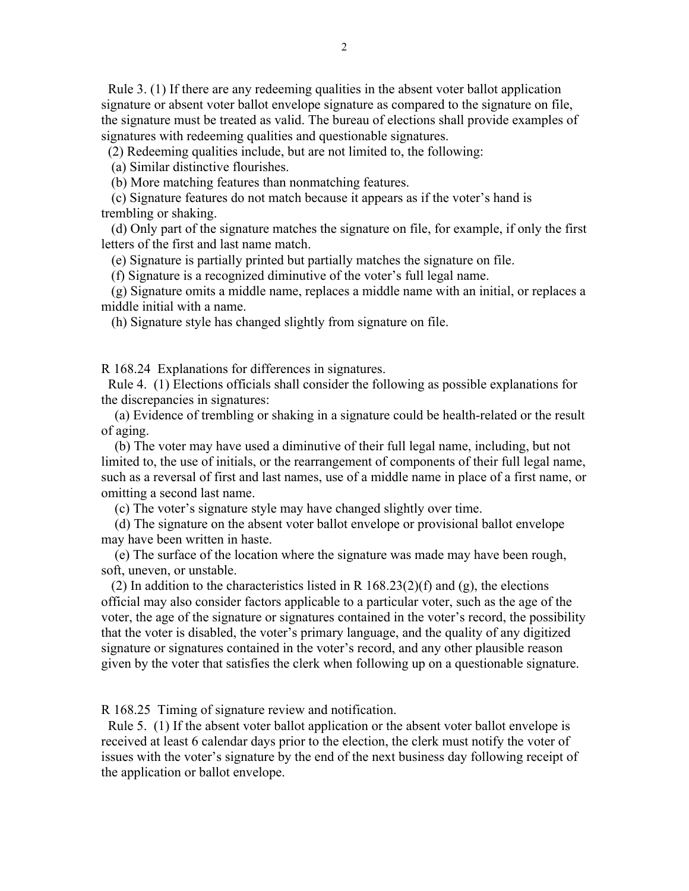Rule 3. (1) If there are any redeeming qualities in the absent voter ballot application signature or absent voter ballot envelope signature as compared to the signature on file, the signature must be treated as valid. The bureau of elections shall provide examples of signatures with redeeming qualities and questionable signatures.

(2) Redeeming qualities include, but are not limited to, the following:

(a) Similar distinctive flourishes.

(b) More matching features than nonmatching features.

(c) Signature features do not match because it appears as if the voter's hand is trembling or shaking.

(d) Only part of the signature matches the signature on file, for example, if only the first letters of the first and last name match.

(e) Signature is partially printed but partially matches the signature on file.

(f) Signature is a recognized diminutive of the voter's full legal name.

(g) Signature omits a middle name, replaces a middle name with an initial, or replaces a middle initial with a name.

(h) Signature style has changed slightly from signature on file.

R 168.24 Explanations for differences in signatures.

Rule 4. (1) Elections officials shall consider the following as possible explanations for the discrepancies in signatures:

(a) Evidence of trembling or shaking in a signature could be health-related or the result of aging.

(b) The voter may have used a diminutive of their full legal name, including, but not limited to, the use of initials, or the rearrangement of components of their full legal name, such as a reversal of first and last names, use of a middle name in place of a first name, or omitting a second last name.

(c) The voter's signature style may have changed slightly over time.

(d) The signature on the absent voter ballot envelope or provisional ballot envelope may have been written in haste.

(e) The surface of the location where the signature was made may have been rough, soft, uneven, or unstable.

(2) In addition to the characteristics listed in R 168.23(2)(f) and (g), the elections official may also consider factors applicable to a particular voter, such as the age of the voter, the age of the signature or signatures contained in the voter's record, the possibility that the voter is disabled, the voter's primary language, and the quality of any digitized signature or signatures contained in the voter's record, and any other plausible reason given by the voter that satisfies the clerk when following up on a questionable signature.

R 168.25 Timing of signature review and notification.

Rule 5. (1) If the absent voter ballot application or the absent voter ballot envelope is received at least 6 calendar days prior to the election, the clerk must notify the voter of issues with the voter's signature by the end of the next business day following receipt of the application or ballot envelope.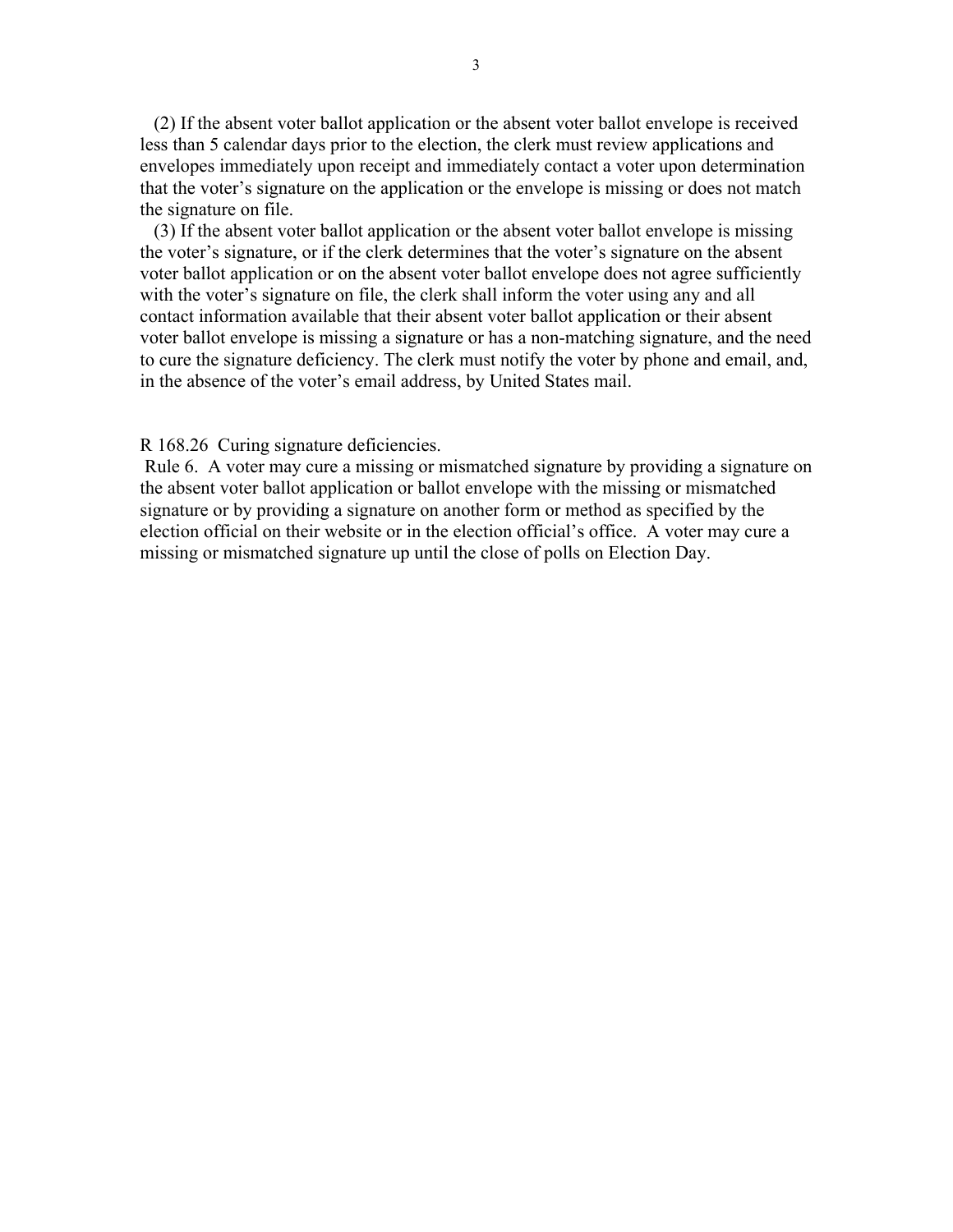(2) If the absent voter ballot application or the absent voter ballot envelope is received less than 5 calendar days prior to the election, the clerk must review applications and envelopes immediately upon receipt and immediately contact a voter upon determination that the voter's signature on the application or the envelope is missing or does not match the signature on file.

(3) If the absent voter ballot application or the absent voter ballot envelope is missing the voter's signature, or if the clerk determines that the voter's signature on the absent voter ballot application or on the absent voter ballot envelope does not agree sufficiently with the voter's signature on file, the clerk shall inform the voter using any and all contact information available that their absent voter ballot application or their absent voter ballot envelope is missing a signature or has a non-matching signature, and the need to cure the signature deficiency. The clerk must notify the voter by phone and email, and, in the absence of the voter's email address, by United States mail.

R 168.26 Curing signature deficiencies.

Rule 6. A voter may cure a missing or mismatched signature by providing a signature on the absent voter ballot application or ballot envelope with the missing or mismatched signature or by providing a signature on another form or method as specified by the election official on their website or in the election official's office. A voter may cure a missing or mismatched signature up until the close of polls on Election Day.